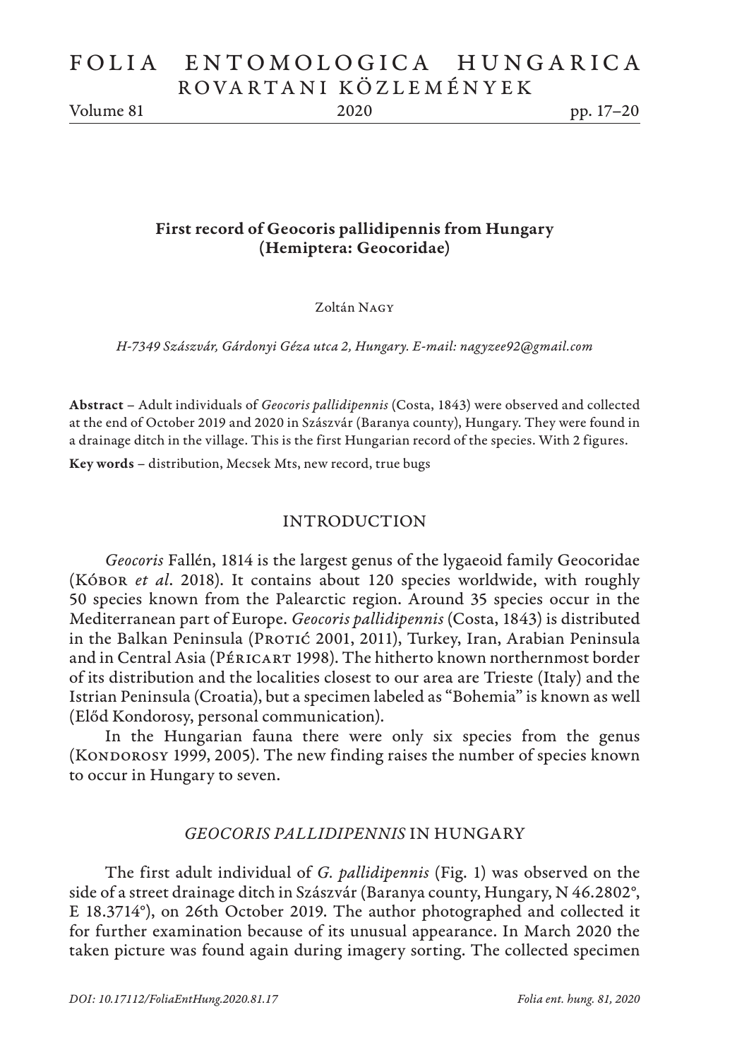# First record of Geocoris pallidipennis from Hungary (Hemiptera: Geocoridae)

Zoltán Nagy

*H-7349 Szászvár, Gárdonyi Géza utca 2, Hungary. E-mail: nagyzee92@gmail.com*

**Abstract** – Adult individuals of *Geocoris pallidipennis* (Costa, 1843) were observed and collected at the end of October 2019 and 2020 in Szászvár (Baranya county), Hungary. They were found in a drainage ditch in the village. This is the first Hungarian record of the species. With 2 figures.

**Key words** – distribution, Mecsek Mts, new record, true bugs

## INTRODUCTION

*Geocoris* Fallén, 1814 is the largest genus of the lygaeoid family Geocoridae (Kóbor *et al*. 2018). It contains about 120 species worldwide, with roughly 50 species known from the Palearctic region. Around 35 species occur in the Mediterranean part of Europe. *Geocoris pallidipennis* (Costa, 1843) is distributed in the Balkan Peninsula (Protić 2001, 2011), Turkey, Iran, Arabian Peninsula and in Central Asia (Péricart 1998). The hitherto known northernmost border of its distribution and the localities closest to our area are Trieste (Italy) and the Istrian Peninsula (Croatia), but a specimen labeled as "Bohemia" is known as well (Előd Kondorosy, personal communication).

In the Hungarian fauna there were only six species from the genus (Kondorosy 1999, 2005). The new finding raises the number of species known to occur in Hungary to seven.

## *GEOCORIS PALLIDIPENNIS* IN HUNGARY

The first adult individual of *G. pallidipennis* (Fig. 1) was observed on the side of a street drainage ditch in Szászvár (Baranya county, Hungary, N 46.2802°, E 18.3714°), on 26th October 2019. The author photographed and collected it for further examination because of its unusual appearance. In March 2020 the taken picture was found again during imagery sorting. The collected specimen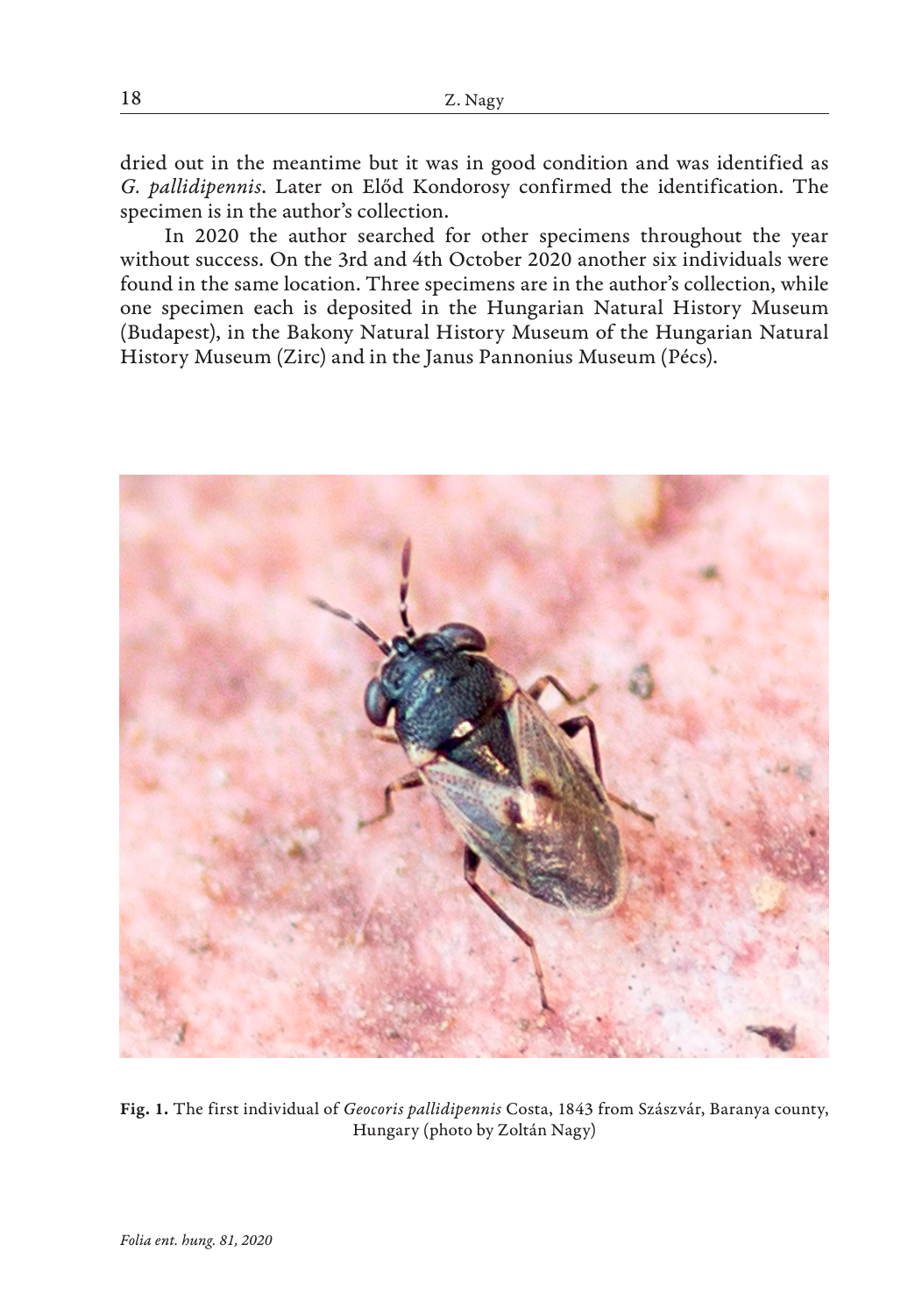dried out in the meantime but it was in good condition and was identified as *G. pallidipennis*. Later on Előd Kondorosy confirmed the identification. The specimen is in the author's collection.

In 2020 the author searched for other specimens throughout the year without success. On the 3rd and 4th October 2020 another six individuals were found in the same location. Three specimens are in the author's collection, while one specimen each is deposited in the Hungarian Natural History Museum (Budapest), in the Bakony Natural History Museum of the Hungarian Natural History Museum (Zirc) and in the Janus Pannonius Museum (Pécs).

**Fig. 1.** The first individual of *Geocoris pallidipennis* Costa, 1843 from Szászvár, Baranya county, Hungary (photo by Zoltán Nagy)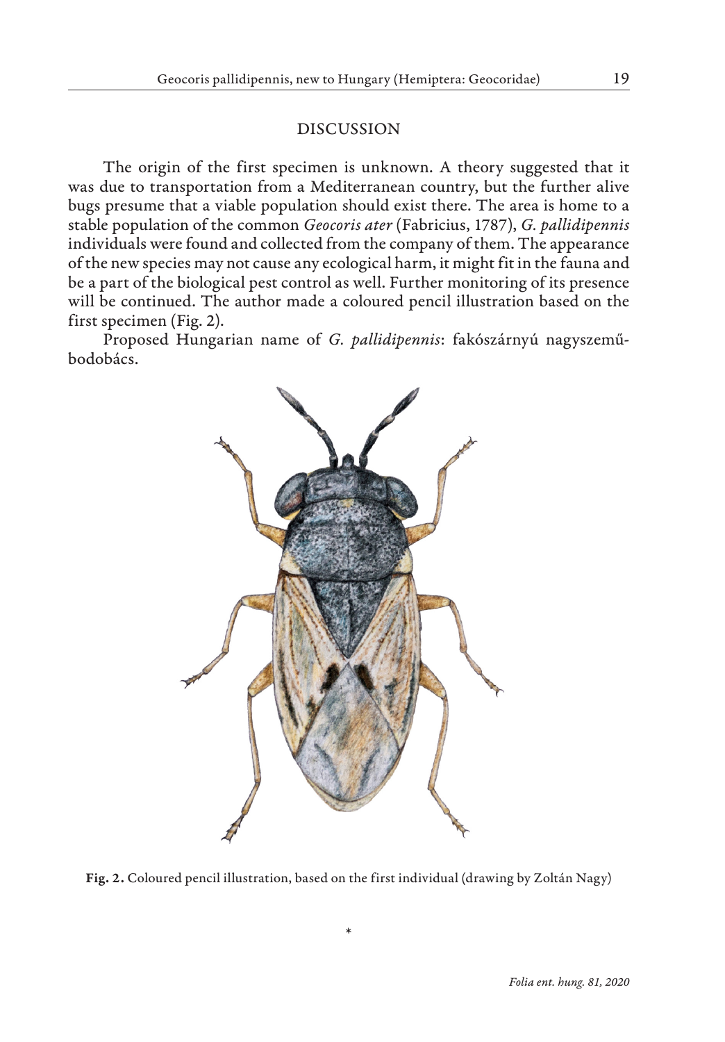## DISCUSSION

The origin of the first specimen is unknown. A theory suggested that it was due to transportation from a Mediterranean country, but the further alive bugs presume that a viable population should exist there. The area is home to a stable population of the common *Geocoris ater* (Fabricius, 1787), *G. pallidipennis* individuals were found and collected from the company of them. The appearance of the new species may not cause any ecological harm, it might fit in the fauna and be a part of the biological pest control as well. Further monitoring of its presence will be continued. The author made a coloured pencil illustration based on the first specimen (Fig. 2).

Proposed Hungarian name of *G. pallidipennis*: fakószárnyú nagyszemű-bodobács.

**Fig. 2.** Coloured pencil illustration, based on the first individual (drawing by Zoltán Nagy)

*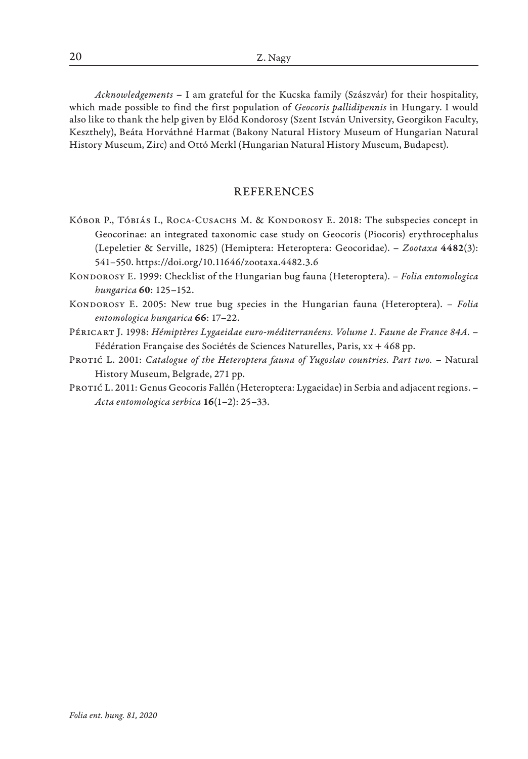*Acknowledgements* – I am grateful for the Kucska family (Szászvár) for their hospitality, which made possible to find the first population of *Geocoris pallidipennis* in Hungary. I would also like to thank the help given by Előd Kondorosy (Szent István University, Georgikon Faculty, Keszthely), Beáta Horváthné Harmat (Bakony Natural History Museum of Hungarian Natural History Museum, Zirc) and Ottó Merkl (Hungarian Natural History Museum, Budapest).

## REFERENCES

Kóbor P., Tóbiás I., Roca-Cusachs M. & Kondorosy E. 2018: The subspecies concept in Geocorinae: an integrated taxonomic case study on Geocoris (Piocoris) erythrocephalus (Lepeletier & Serville, 1825) (Hemiptera: Heteroptera: Geocoridae). – *Zootaxa* **4482**(3): 541–550. https://doi.org/10.11646/zootaxa.4482.3.6

Kondorosy E. 1999: Checklist of the Hungarian bug fauna (Heteroptera). – *Folia entomologica hungarica* **60**: 125–152.

Kondorosy E. 2005: New true bug species in the Hungarian fauna (Heteroptera). – *Folia entomologica hungarica* **66**: 17–22.

Péricart J. 1998: *Hémiptères Lygaeidae euro-méditerranéens. Volume 1. Faune de France 84A.* – Fédération Française des Sociétés de Sciences Naturelles, Paris, xx + 468 pp.

Protić L. 2001: *Catalogue of the Heteroptera fauna of Yugoslav countries. Part two.* – Natural History Museum, Belgrade, 271 pp.

Protić L. 2011: Genus Geocoris Fallén (Heteroptera: Lygaeidae) in Serbia and adjacent regions. – *Acta entomologica serbica* **16**(1–2): 25–33.